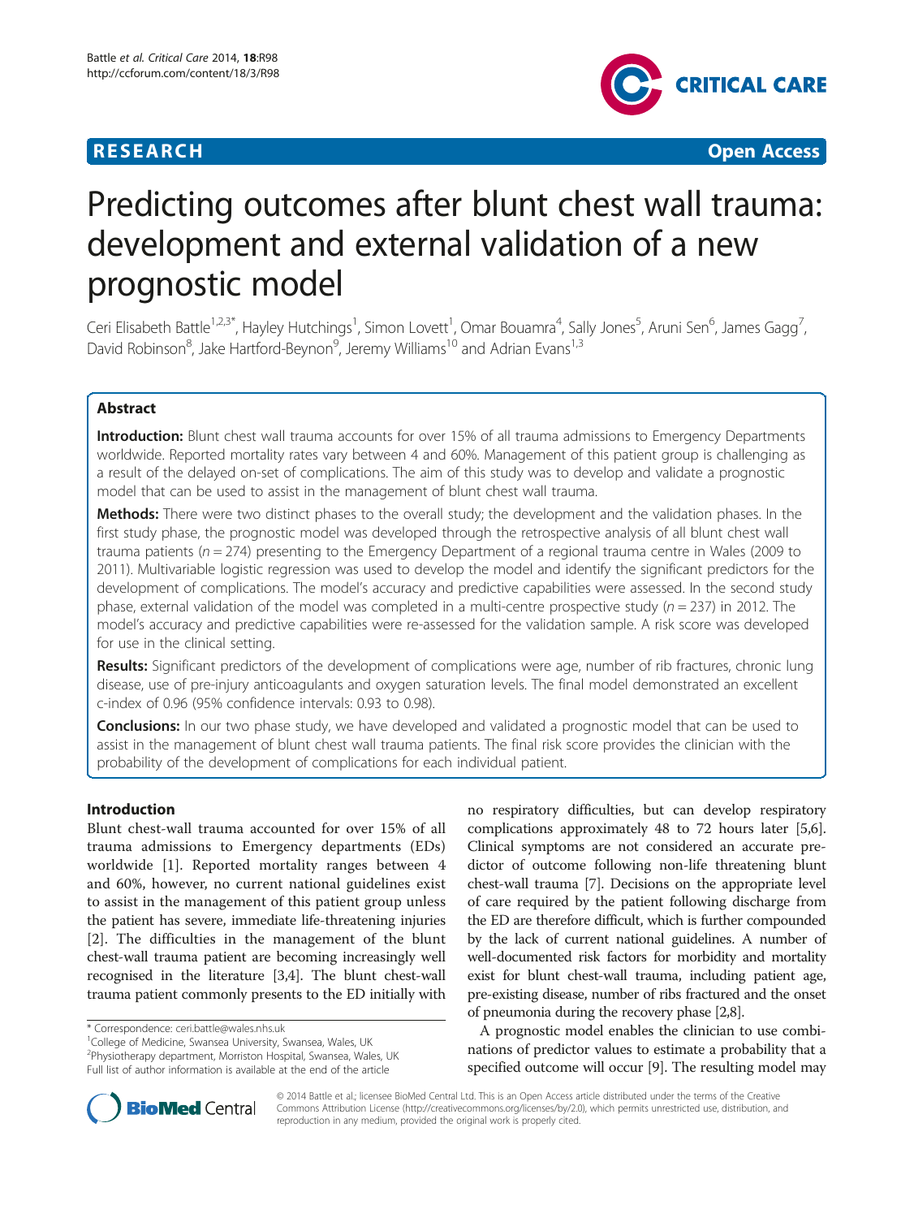**RESEARCH** **Open Access**

# Predicting outcomes after blunt chest wall trauma: development and external validation of a new prognostic model

Ceri Elisabeth Battle[1,2,3*], Hayley Hutchings[1], Simon Lovett[1], Omar Bouamra[4], Sally Jones[5], Aruni Sen[6], James Gagg[7], David Robinson[8], Jake Hartford-Beynon[9], Jeremy Williams[10] and Adrian Evans[1,3]

## Abstract

**Introduction:** Blunt chest wall trauma accounts for over 15% of all trauma admissions to Emergency Departments worldwide. Reported mortality rates vary between 4 and 60%. Management of this patient group is challenging as a result of the delayed on-set of complications. The aim of this study was to develop and validate a prognostic model that can be used to assist in the management of blunt chest wall trauma.

**Methods:** There were two distinct phases to the overall study; the development and the validation phases. In the first study phase, the prognostic model was developed through the retrospective analysis of all blunt chest wall trauma patients ($n = 274$) presenting to the Emergency Department of a regional trauma centre in Wales (2009 to 2011). Multivariable logistic regression was used to develop the model and identify the significant predictors for the development of complications. The model's accuracy and predictive capabilities were assessed. In the second study phase, external validation of the model was completed in a multi-centre prospective study ($n = 237$) in 2012. The model's accuracy and predictive capabilities were re-assessed for the validation sample. A risk score was developed for use in the clinical setting.

**Results:** Significant predictors of the development of complications were age, number of rib fractures, chronic lung disease, use of pre-injury anticoagulants and oxygen saturation levels. The final model demonstrated an excellent c-index of 0.96 (95% confidence intervals: 0.93 to 0.98).

**Conclusions:** In our two phase study, we have developed and validated a prognostic model that can be used to assist in the management of blunt chest wall trauma patients. The final risk score provides the clinician with the probability of the development of complications for each individual patient.

## Introduction

Blunt chest-wall trauma accounted for over 15% of all trauma admissions to Emergency departments (EDs) worldwide [1]. Reported mortality ranges between 4 and 60%, however, no current national guidelines exist to assist in the management of this patient group unless the patient has severe, immediate life-threatening injuries [2]. The difficulties in the management of the blunt chest-wall trauma patient are becoming increasingly well recognised in the literature [3,4]. The blunt chest-wall trauma patient commonly presents to the ED initially with no respiratory difficulties, but can develop respiratory complications approximately 48 to 72 hours later [5,6]. Clinical symptoms are not considered an accurate predictor of outcome following non-life threatening blunt chest-wall trauma [7]. Decisions on the appropriate level of care required by the patient following discharge from the ED are therefore difficult, which is further compounded by the lack of current national guidelines. A number of well-documented risk factors for morbidity and mortality exist for blunt chest-wall trauma, including patient age, pre-existing disease, number of ribs fractured and the onset of pneumonia during the recovery phase [2,8].

A prognostic model enables the clinician to use combinations of predictor values to estimate a probability that a specified outcome will occur [9]. The resulting model may

* Correspondence: ceri.battle@wales.nhs.uk
[1]College of Medicine, Swansea University, Swansea, Wales, UK
[2]Physiotherapy department, Morriston Hospital, Swansea, Wales, UK
Full list of author information is available at the end of the article

© 2014 Battle et al.; licensee BioMed Central Ltd. This is an Open Access article distributed under the terms of the Creative Commons Attribution License (http://creativecommons.org/licenses/by/2.0), which permits unrestricted use, distribution, and reproduction in any medium, provided the original work is properly cited.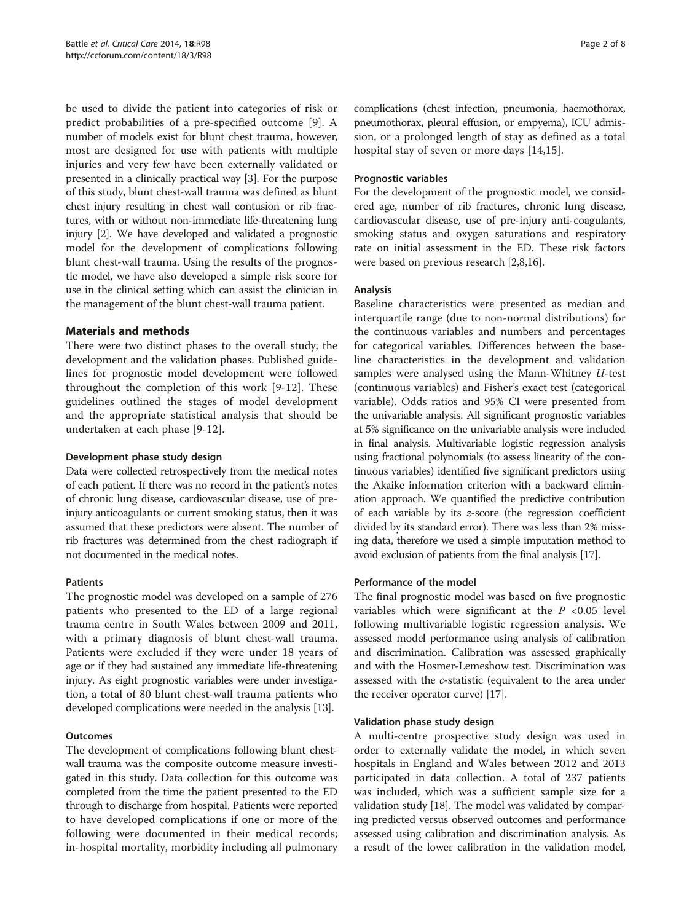be used to divide the patient into categories of risk or predict probabilities of a pre-specified outcome [9]. A number of models exist for blunt chest trauma, however, most are designed for use with patients with multiple injuries and very few have been externally validated or presented in a clinically practical way [3]. For the purpose of this study, blunt chest-wall trauma was defined as blunt chest injury resulting in chest wall contusion or rib fractures, with or without non-immediate life-threatening lung injury [2]. We have developed and validated a prognostic model for the development of complications following blunt chest-wall trauma. Using the results of the prognostic model, we have also developed a simple risk score for use in the clinical setting which can assist the clinician in the management of the blunt chest-wall trauma patient.

## Materials and methods

There were two distinct phases to the overall study; the development and the validation phases. Published guidelines for prognostic model development were followed throughout the completion of this work [9-12]. These guidelines outlined the stages of model development and the appropriate statistical analysis that should be undertaken at each phase [9-12].

### Development phase study design

Data were collected retrospectively from the medical notes of each patient. If there was no record in the patient's notes of chronic lung disease, cardiovascular disease, use of pre-injury anticoagulants or current smoking status, then it was assumed that these predictors were absent. The number of rib fractures was determined from the chest radiograph if not documented in the medical notes.

### Patients

The prognostic model was developed on a sample of 276 patients who presented to the ED of a large regional trauma centre in South Wales between 2009 and 2011, with a primary diagnosis of blunt chest-wall trauma. Patients were excluded if they were under 18 years of age or if they had sustained any immediate life-threatening injury. As eight prognostic variables were under investigation, a total of 80 blunt chest-wall trauma patients who developed complications were needed in the analysis [13].

### Outcomes

The development of complications following blunt chest-wall trauma was the composite outcome measure investigated in this study. Data collection for this outcome was completed from the time the patient presented to the ED through to discharge from hospital. Patients were reported to have developed complications if one or more of the following were documented in their medical records; in-hospital mortality, morbidity including all pulmonary complications (chest infection, pneumonia, haemothorax, pneumothorax, pleural effusion, or empyema), ICU admission, or a prolonged length of stay as defined as a total hospital stay of seven or more days [14,15].

### Prognostic variables

For the development of the prognostic model, we considered age, number of rib fractures, chronic lung disease, cardiovascular disease, use of pre-injury anti-coagulants, smoking status and oxygen saturations and respiratory rate on initial assessment in the ED. These risk factors were based on previous research [2,8,16].

### Analysis

Baseline characteristics were presented as median and interquartile range (due to non-normal distributions) for the continuous variables and numbers and percentages for categorical variables. Differences between the baseline characteristics in the development and validation samples were analysed using the Mann-Whitney *U*-test (continuous variables) and Fisher's exact test (categorical variable). Odds ratios and 95% CI were presented from the univariable analysis. All significant prognostic variables at 5% significance on the univariable analysis were included in final analysis. Multivariable logistic regression analysis using fractional polynomials (to assess linearity of the continuous variables) identified five significant predictors using the Akaike information criterion with a backward elimination approach. We quantified the predictive contribution of each variable by its *z*-score (the regression coefficient divided by its standard error). There was less than 2% missing data, therefore we used a simple imputation method to avoid exclusion of patients from the final analysis [17].

### Performance of the model

The final prognostic model was based on five prognostic variables which were significant at the $P < 0.05$ level following multivariable logistic regression analysis. We assessed model performance using analysis of calibration and discrimination. Calibration was assessed graphically and with the Hosmer-Lemeshow test. Discrimination was assessed with the *c*-statistic (equivalent to the area under the receiver operator curve) [17].

### Validation phase study design

A multi-centre prospective study design was used in order to externally validate the model, in which seven hospitals in England and Wales between 2012 and 2013 participated in data collection. A total of 237 patients was included, which was a sufficient sample size for a validation study [18]. The model was validated by comparing predicted versus observed outcomes and performance assessed using calibration and discrimination analysis. As a result of the lower calibration in the validation model,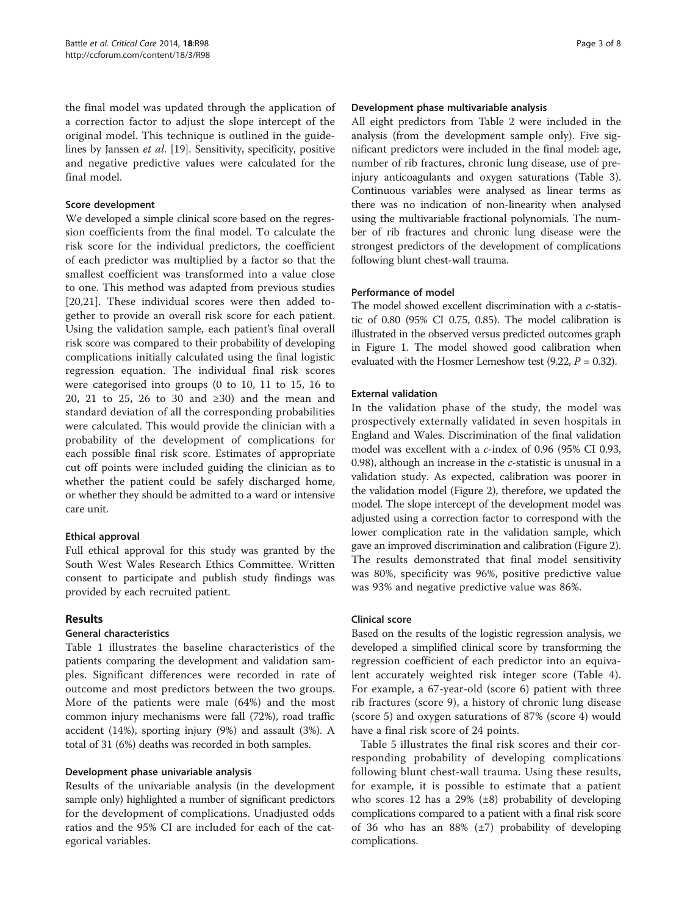the final model was updated through the application of a correction factor to adjust the slope intercept of the original model. This technique is outlined in the guidelines by Janssen *et al*. [19]. Sensitivity, specificity, positive and negative predictive values were calculated for the final model.

### Score development

We developed a simple clinical score based on the regression coefficients from the final model. To calculate the risk score for the individual predictors, the coefficient of each predictor was multiplied by a factor so that the smallest coefficient was transformed into a value close to one. This method was adapted from previous studies [20,21]. These individual scores were then added together to provide an overall risk score for each patient. Using the validation sample, each patient's final overall risk score was compared to their probability of developing complications initially calculated using the final logistic regression equation. The individual final risk scores were categorised into groups (0 to 10, 11 to 15, 16 to 20, 21 to 25, 26 to 30 and ≥30) and the mean and standard deviation of all the corresponding probabilities were calculated. This would provide the clinician with a probability of the development of complications for each possible final risk score. Estimates of appropriate cut off points were included guiding the clinician as to whether the patient could be safely discharged home, or whether they should be admitted to a ward or intensive care unit.

### Ethical approval

Full ethical approval for this study was granted by the South West Wales Research Ethics Committee. Written consent to participate and publish study findings was provided by each recruited patient.

## Results

### General characteristics

Table 1 illustrates the baseline characteristics of the patients comparing the development and validation samples. Significant differences were recorded in rate of outcome and most predictors between the two groups. More of the patients were male (64%) and the most common injury mechanisms were fall (72%), road traffic accident (14%), sporting injury (9%) and assault (3%). A total of 31 (6%) deaths was recorded in both samples.

### Development phase univariable analysis

Results of the univariable analysis (in the development sample only) highlighted a number of significant predictors for the development of complications. Unadjusted odds ratios and the 95% CI are included for each of the categorical variables.

### Development phase multivariable analysis

All eight predictors from Table 2 were included in the analysis (from the development sample only). Five significant predictors were included in the final model: age, number of rib fractures, chronic lung disease, use of pre-injury anticoagulants and oxygen saturations (Table 3). Continuous variables were analysed as linear terms as there was no indication of non-linearity when analysed using the multivariable fractional polynomials. The number of rib fractures and chronic lung disease were the strongest predictors of the development of complications following blunt chest-wall trauma.

### Performance of model

The model showed excellent discrimination with a *c*-statistic of 0.80 (95% CI 0.75, 0.85). The model calibration is illustrated in the observed versus predicted outcomes graph in Figure 1. The model showed good calibration when evaluated with the Hosmer Lemeshow test (9.22, $P = 0.32$).

### External validation

In the validation phase of the study, the model was prospectively externally validated in seven hospitals in England and Wales. Discrimination of the final validation model was excellent with a *c*-index of 0.96 (95% CI 0.93, 0.98), although an increase in the *c*-statistic is unusual in a validation study. As expected, calibration was poorer in the validation model (Figure 2), therefore, we updated the model. The slope intercept of the development model was adjusted using a correction factor to correspond with the lower complication rate in the validation sample, which gave an improved discrimination and calibration (Figure 2). The results demonstrated that final model sensitivity was 80%, specificity was 96%, positive predictive value was 93% and negative predictive value was 86%.

### Clinical score

Based on the results of the logistic regression analysis, we developed a simplified clinical score by transforming the regression coefficient of each predictor into an equivalent accurately weighted risk integer score (Table 4). For example, a 67-year-old (score 6) patient with three rib fractures (score 9), a history of chronic lung disease (score 5) and oxygen saturations of 87% (score 4) would have a final risk score of 24 points.

Table 5 illustrates the final risk scores and their corresponding probability of developing complications following blunt chest-wall trauma. Using these results, for example, it is possible to estimate that a patient who scores 12 has a 29% (±8) probability of developing complications compared to a patient with a final risk score of 36 who has an 88% (±7) probability of developing complications.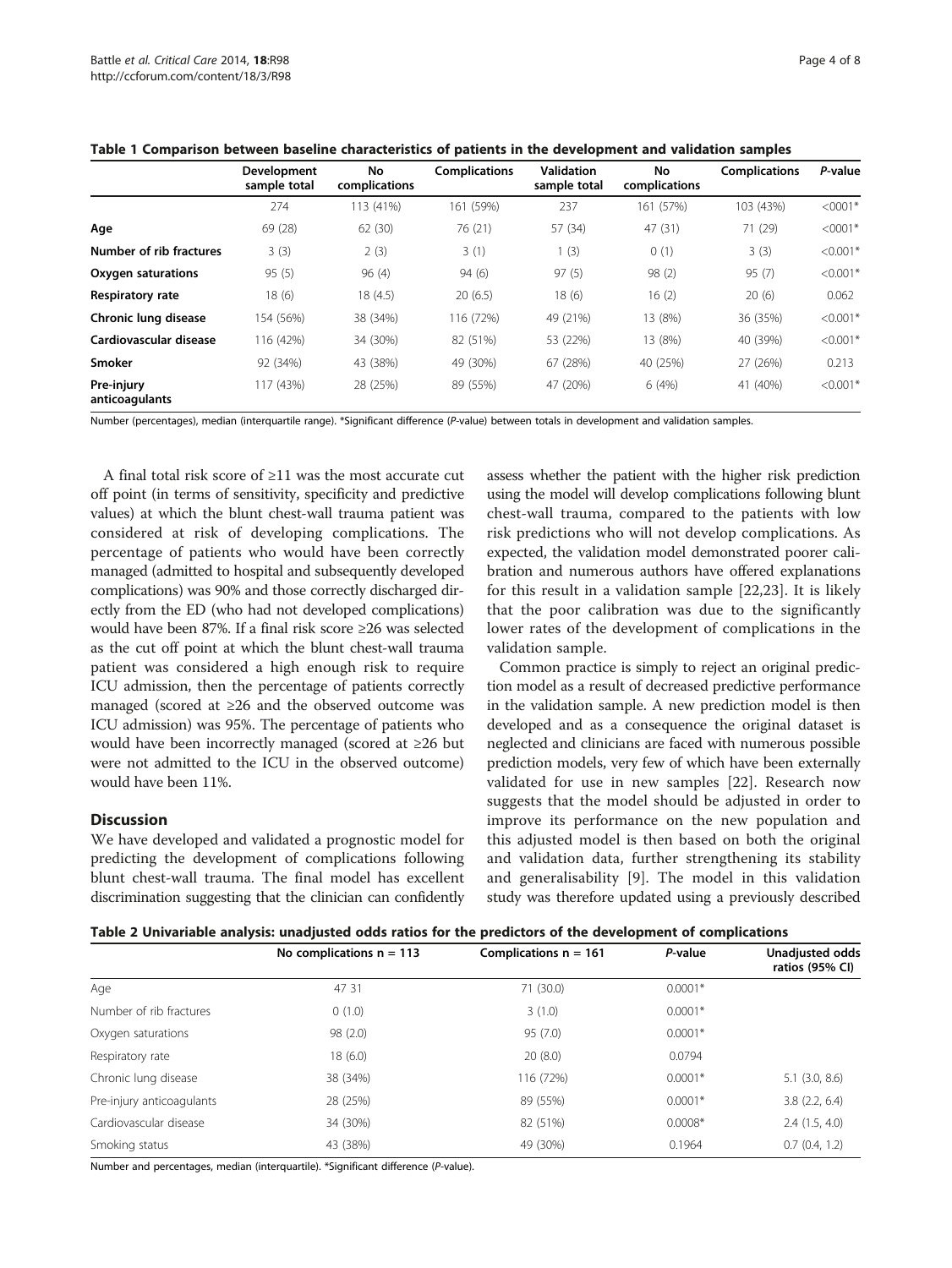**Table 1 Comparison between baseline characteristics of patients in the development and validation samples**

| | Development sample total | No complications | Complications | Validation sample total | No complications | Complications | *P*-value |
|---|---|---|---|---|---|---|---|
| | 274 | 113 (41%) | 161 (59%) | 237 | 161 (57%) | 103 (43%) | <0001* |
| **Age** | 69 (28) | 62 (30) | 76 (21) | 57 (34) | 47 (31) | 71 (29) | <0001* |
| **Number of rib fractures** | 3 (3) | 2 (3) | 3 (1) | 1 (3) | 0 (1) | 3 (3) | <0.001* |
| **Oxygen saturations** | 95 (5) | 96 (4) | 94 (6) | 97 (5) | 98 (2) | 95 (7) | <0.001* |
| **Respiratory rate** | 18 (6) | 18 (4.5) | 20 (6.5) | 18 (6) | 16 (2) | 20 (6) | 0.062 |
| **Chronic lung disease** | 154 (56%) | 38 (34%) | 116 (72%) | 49 (21%) | 13 (8%) | 36 (35%) | <0.001* |
| **Cardiovascular disease** | 116 (42%) | 34 (30%) | 82 (51%) | 53 (22%) | 13 (8%) | 40 (39%) | <0.001* |
| **Smoker** | 92 (34%) | 43 (38%) | 49 (30%) | 67 (28%) | 40 (25%) | 27 (26%) | 0.213 |
| **Pre-injury anticoagulants** | 117 (43%) | 28 (25%) | 89 (55%) | 47 (20%) | 6 (4%) | 41 (40%) | <0.001* |

Number (percentages), median (interquartile range). *Significant difference (*P*-value) between totals in development and validation samples.

A final total risk score of ≥11 was the most accurate cut off point (in terms of sensitivity, specificity and predictive values) at which the blunt chest-wall trauma patient was considered at risk of developing complications. The percentage of patients who would have been correctly managed (admitted to hospital and subsequently developed complications) was 90% and those correctly discharged directly from the ED (who had not developed complications) would have been 87%. If a final risk score ≥26 was selected as the cut off point at which the blunt chest-wall trauma patient was considered a high enough risk to require ICU admission, then the percentage of patients correctly managed (scored at ≥26 and the observed outcome was ICU admission) was 95%. The percentage of patients who would have been incorrectly managed (scored at ≥26 but were not admitted to the ICU in the observed outcome) would have been 11%.

## Discussion

We have developed and validated a prognostic model for predicting the development of complications following blunt chest-wall trauma. The final model has excellent discrimination suggesting that the clinician can confidently assess whether the patient with the higher risk prediction using the model will develop complications following blunt chest-wall trauma, compared to the patients with low risk predictions who will not develop complications. As expected, the validation model demonstrated poorer calibration and numerous authors have offered explanations for this result in a validation sample [22,23]. It is likely that the poor calibration was due to the significantly lower rates of the development of complications in the validation sample.

Common practice is simply to reject an original prediction model as a result of decreased predictive performance in the validation sample. A new prediction model is then developed and as a consequence the original dataset is neglected and clinicians are faced with numerous possible prediction models, very few of which have been externally validated for use in new samples [22]. Research now suggests that the model should be adjusted in order to improve its performance on the new population and this adjusted model is then based on both the original and validation data, further strengthening its stability and generalisability [9]. The model in this validation study was therefore updated using a previously described

**Table 2 Univariable analysis: unadjusted odds ratios for the predictors of the development of complications**

| | No complications n = 113 | Complications n = 161 | *P*-value | Unadjusted odds ratios (95% CI) |
|---|---|---|---|---|
| Age | 47 31 | 71 (30.0) | 0.0001* | |
| Number of rib fractures | 0 (1.0) | 3 (1.0) | 0.0001* | |
| Oxygen saturations | 98 (2.0) | 95 (7.0) | 0.0001* | |
| Respiratory rate | 18 (6.0) | 20 (8.0) | 0.0794 | |
| Chronic lung disease | 38 (34%) | 116 (72%) | 0.0001* | 5.1 (3.0, 8.6) |
| Pre-injury anticoagulants | 28 (25%) | 89 (55%) | 0.0001* | 3.8 (2.2, 6.4) |
| Cardiovascular disease | 34 (30%) | 82 (51%) | 0.0008* | 2.4 (1.5, 4.0) |
| Smoking status | 43 (38%) | 49 (30%) | 0.1964 | 0.7 (0.4, 1.2) |

Number and percentages, median (interquartile). *Significant difference (*P*-value).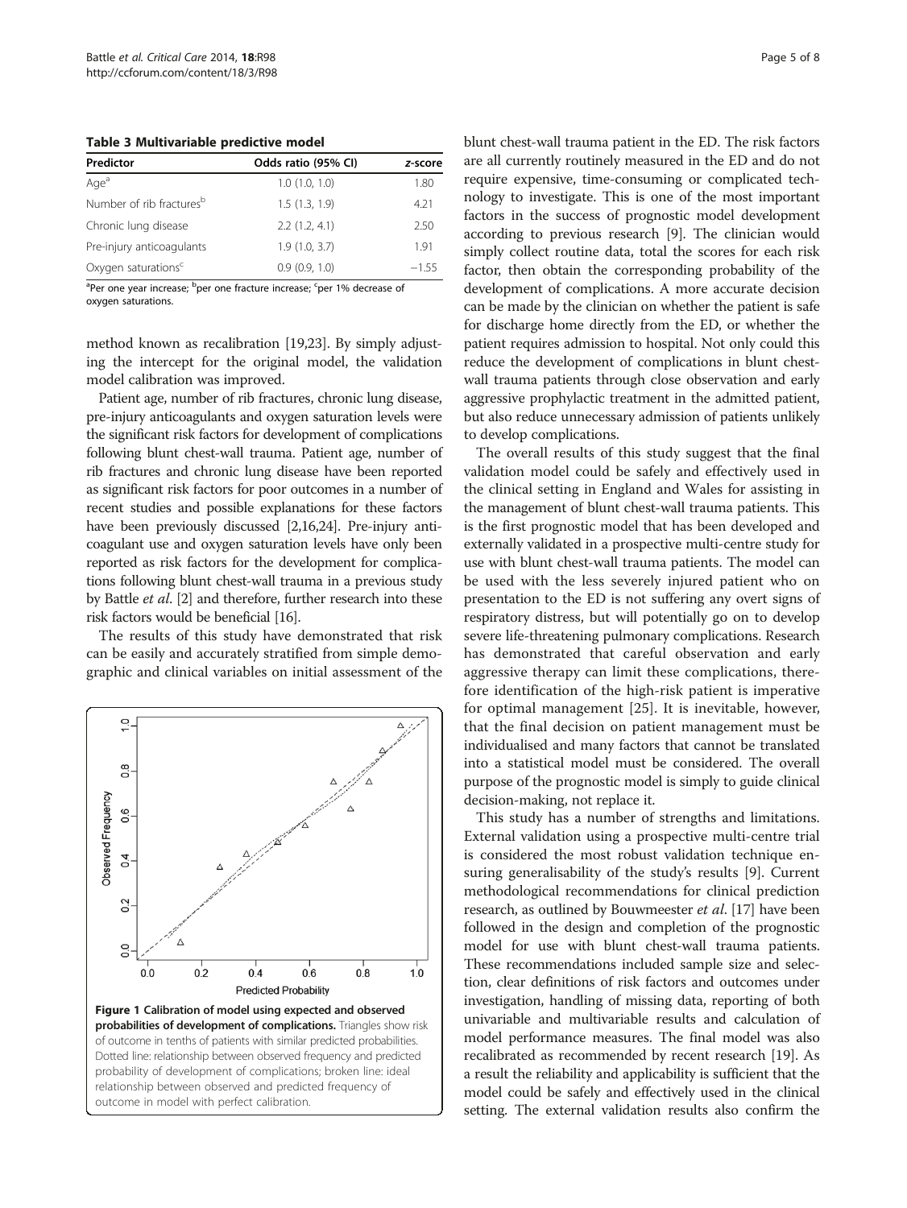**Table 3 Multivariable predictive model**

| Predictor | Odds ratio (95% CI) | z-score |
|---|---|---|
| Age[a] | 1.0 (1.0, 1.0) | 1.80 |
| Number of rib fractures[b] | 1.5 (1.3, 1.9) | 4.21 |
| Chronic lung disease | 2.2 (1.2, 4.1) | 2.50 |
| Pre-injury anticoagulants | 1.9 (1.0, 3.7) | 1.91 |
| Oxygen saturations[c] | 0.9 (0.9, 1.0) | −1.55 |

[a]Per one year increase; [b]per one fracture increase; [c]per 1% decrease of oxygen saturations.

method known as recalibration [19,23]. By simply adjusting the intercept for the original model, the validation model calibration was improved.

Patient age, number of rib fractures, chronic lung disease, pre-injury anticoagulants and oxygen saturation levels were the significant risk factors for development of complications following blunt chest-wall trauma. Patient age, number of rib fractures and chronic lung disease have been reported as significant risk factors for poor outcomes in a number of recent studies and possible explanations for these factors have been previously discussed [2,16,24]. Pre-injury anticoagulant use and oxygen saturation levels have only been reported as risk factors for the development for complications following blunt chest-wall trauma in a previous study by Battle *et al.* [2] and therefore, further research into these risk factors would be beneficial [16].

The results of this study have demonstrated that risk can be easily and accurately stratified from simple demographic and clinical variables on initial assessment of the blunt chest-wall trauma patient in the ED. The risk factors are all currently routinely measured in the ED and do not require expensive, time-consuming or complicated technology to investigate. This is one of the most important factors in the success of prognostic model development according to previous research [9]. The clinician would simply collect routine data, total the scores for each risk factor, then obtain the corresponding probability of the development of complications. A more accurate decision can be made by the clinician on whether the patient is safe for discharge home directly from the ED, or whether the patient requires admission to hospital. Not only could this reduce the development of complications in blunt chest-wall trauma patients through close observation and early aggressive prophylactic treatment in the admitted patient, but also reduce unnecessary admission of patients unlikely to develop complications.

**Figure 1 Calibration of model using expected and observed probabilities of development of complications.** Triangles show risk of outcome in tenths of patients with similar predicted probabilities. Dotted line: relationship between observed frequency and predicted probability of development of complications; broken line: ideal relationship between observed and predicted frequency of outcome in model with perfect calibration.

The overall results of this study suggest that the final validation model could be safely and effectively used in the clinical setting in England and Wales for assisting in the management of blunt chest-wall trauma patients. This is the first prognostic model that has been developed and externally validated in a prospective multi-centre study for use with blunt chest-wall trauma patients. The model can be used with the less severely injured patient who on presentation to the ED is not suffering any overt signs of respiratory distress, but will potentially go on to develop severe life-threatening pulmonary complications. Research has demonstrated that careful observation and early aggressive therapy can limit these complications, therefore identification of the high-risk patient is imperative for optimal management [25]. It is inevitable, however, that the final decision on patient management must be individualised and many factors that cannot be translated into a statistical model must be considered. The overall purpose of the prognostic model is simply to guide clinical decision-making, not replace it.

This study has a number of strengths and limitations. External validation using a prospective multi-centre trial is considered the most robust validation technique ensuring generalisability of the study's results [9]. Current methodological recommendations for clinical prediction research, as outlined by Bouwmeester *et al.* [17] have been followed in the design and completion of the prognostic model for use with blunt chest-wall trauma patients. These recommendations included sample size and selection, clear definitions of risk factors and outcomes under investigation, handling of missing data, reporting of both univariable and multivariable results and calculation of model performance measures. The final model was also recalibrated as recommended by recent research [19]. As a result the reliability and applicability is sufficient that the model could be safely and effectively used in the clinical setting. The external validation results also confirm the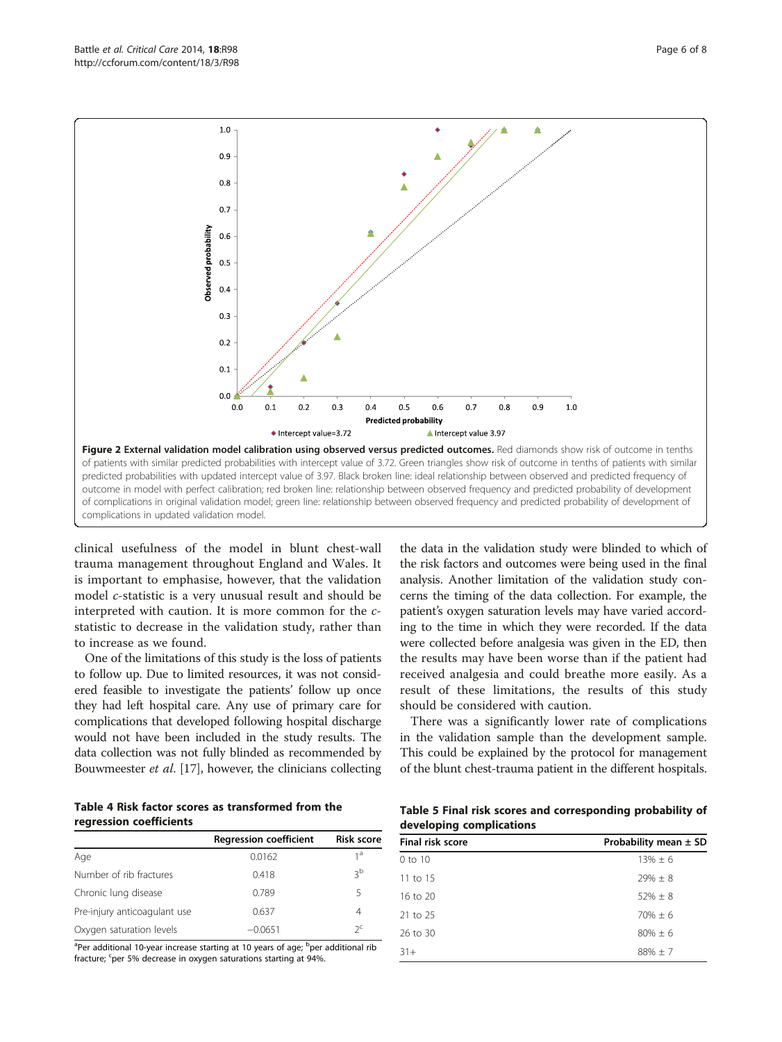**Figure 2 External validation model calibration using observed versus predicted outcomes.** Red diamonds show risk of outcome in tenths of patients with similar predicted probabilities with intercept value of 3.72. Green triangles show risk of outcome in tenths of patients with similar predicted probabilities with updated intercept value of 3.97. Black broken line: ideal relationship between observed and predicted frequency of outcome in model with perfect calibration; red broken line: relationship between observed frequency and predicted probability of development of complications in original validation model; green line: relationship between observed frequency and predicted probability of development of complications in updated validation model.

clinical usefulness of the model in blunt chest-wall trauma management throughout England and Wales. It is important to emphasise, however, that the validation model *c*-statistic is a very unusual result and should be interpreted with caution. It is more common for the *c*-statistic to decrease in the validation study, rather than to increase as we found.

One of the limitations of this study is the loss of patients to follow up. Due to limited resources, it was not considered feasible to investigate the patients' follow up once they had left hospital care. Any use of primary care for complications that developed following hospital discharge would not have been included in the study results. The data collection was not fully blinded as recommended by Bouwmeester *et al.* [17], however, the clinicians collecting the data in the validation study were blinded to which of the risk factors and outcomes were being used in the final analysis. Another limitation of the validation study concerns the timing of the data collection. For example, the patient's oxygen saturation levels may have varied according to the time in which they were recorded. If the data were collected before analgesia was given in the ED, then the results may have been worse than if the patient had received analgesia and could breathe more easily. As a result of these limitations, the results of this study should be considered with caution.

There was a significantly lower rate of complications in the validation sample than the development sample. This could be explained by the protocol for management of the blunt chest-trauma patient in the different hospitals.

**Table 4 Risk factor scores as transformed from the regression coefficients**

| | Regression coefficient | Risk score |
|---|---|---|
| Age | 0.0162 | 1[a] |
| Number of rib fractures | 0.418 | 3[b] |
| Chronic lung disease | 0.789 | 5 |
| Pre-injury anticoagulant use | 0.637 | 4 |
| Oxygen saturation levels | −0.0651 | 2[c] |

[a]Per additional 10-year increase starting at 10 years of age; [b]per additional rib fracture; [c]per 5% decrease in oxygen saturations starting at 94%.

**Table 5 Final risk scores and corresponding probability of developing complications**

| Final risk score | Probability mean ± SD |
|---|---|
| 0 to 10 | 13% ± 6 |
| 11 to 15 | 29% ± 8 |
| 16 to 20 | 52% ± 8 |
| 21 to 25 | 70% ± 6 |
| 26 to 30 | 80% ± 6 |
| 31+ | 88% ± 7 |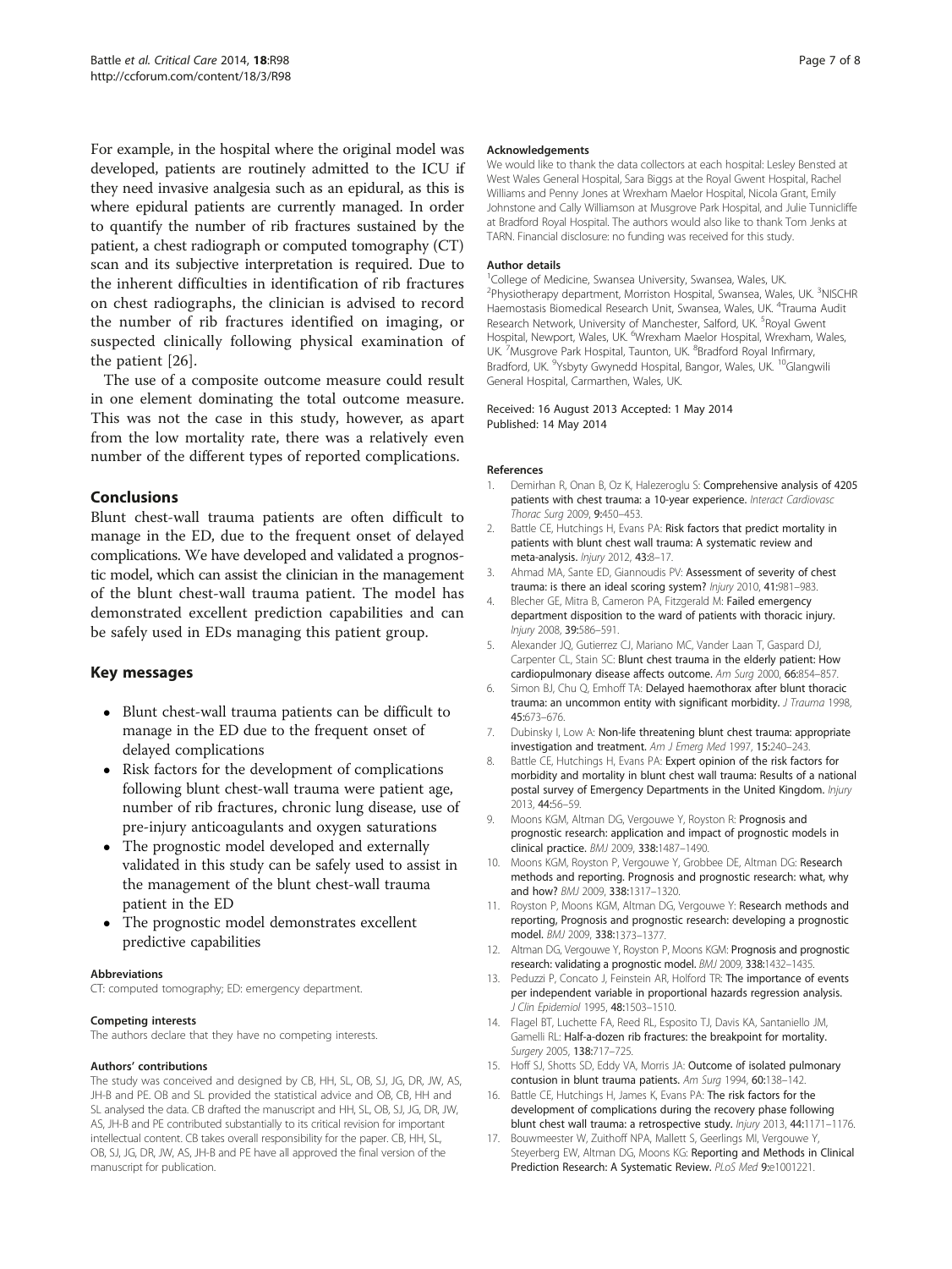For example, in the hospital where the original model was developed, patients are routinely admitted to the ICU if they need invasive analgesia such as an epidural, as this is where epidural patients are currently managed. In order to quantify the number of rib fractures sustained by the patient, a chest radiograph or computed tomography (CT) scan and its subjective interpretation is required. Due to the inherent difficulties in identification of rib fractures on chest radiographs, the clinician is advised to record the number of rib fractures identified on imaging, or suspected clinically following physical examination of the patient [26].

The use of a composite outcome measure could result in one element dominating the total outcome measure. This was not the case in this study, however, as apart from the low mortality rate, there was a relatively even number of the different types of reported complications.

## Conclusions

Blunt chest-wall trauma patients are often difficult to manage in the ED, due to the frequent onset of delayed complications. We have developed and validated a prognostic model, which can assist the clinician in the management of the blunt chest-wall trauma patient. The model has demonstrated excellent prediction capabilities and can be safely used in EDs managing this patient group.

## Key messages

- Blunt chest-wall trauma patients can be difficult to manage in the ED due to the frequent onset of delayed complications
- Risk factors for the development of complications following blunt chest-wall trauma were patient age, number of rib fractures, chronic lung disease, use of pre-injury anticoagulants and oxygen saturations
- The prognostic model developed and externally validated in this study can be safely used to assist in the management of the blunt chest-wall trauma patient in the ED
- The prognostic model demonstrates excellent predictive capabilities

#### Abbreviations

CT: computed tomography; ED: emergency department.

#### Competing interests

The authors declare that they have no competing interests.

#### Authors' contributions

The study was conceived and designed by CB, HH, SL, OB, SJ, JG, DR, JW, AS, JH-B and PE. OB and SL provided the statistical advice and OB, CB, HH and SL analysed the data. CB drafted the manuscript and HH, SL, OB, SJ, JG, DR, JW, AS, JH-B and PE contributed substantially to its critical revision for important intellectual content. CB takes overall responsibility for the paper. CB, HH, SL, OB, SJ, JG, DR, JW, AS, JH-B and PE have all approved the final version of the manuscript for publication.

#### Acknowledgements

We would like to thank the data collectors at each hospital: Lesley Bensted at West Wales General Hospital, Sara Biggs at the Royal Gwent Hospital, Rachel Williams and Penny Jones at Wrexham Maelor Hospital, Nicola Grant, Emily Johnstone and Cally Williamson at Musgrove Park Hospital, and Julie Tunnicliffe at Bradford Royal Hospital. The authors would also like to thank Tom Jenks at TARN. Financial disclosure: no funding was received for this study.

#### Author details

[1]College of Medicine, Swansea University, Swansea, Wales, UK. [2]Physiotherapy department, Morriston Hospital, Swansea, Wales, UK. [3]NISCHR Haemostasis Biomedical Research Unit, Swansea, Wales, UK. [4]Trauma Audit Research Network, University of Manchester, Salford, UK. [5]Royal Gwent Hospital, Newport, Wales, UK. [6]Wrexham Maelor Hospital, Wrexham, Wales, UK. [7]Musgrove Park Hospital, Taunton, UK. [8]Bradford Royal Infirmary, Bradford, UK. [9]Ysbyty Gwynedd Hospital, Bangor, Wales, UK. [10]Glangwili General Hospital, Carmarthen, Wales, UK.

Received: 16 August 2013 Accepted: 1 May 2014
Published: 14 May 2014

#### References

1. Demirhan R, Onan B, Oz K, Halezeroglu S: **Comprehensive analysis of 4205 patients with chest trauma: a 10-year experience.** *Interact Cardiovasc Thorac Surg* 2009, **9:**450–453.
2. Battle CE, Hutchings H, Evans PA: **Risk factors that predict mortality in patients with blunt chest wall trauma: A systematic review and meta-analysis.** *Injury* 2012, **43:**8–17.
3. Ahmad MA, Sante ED, Giannoudis PV: **Assessment of severity of chest trauma: is there an ideal scoring system?** *Injury* 2010, **41:**981–983.
4. Blecher GE, Mitra B, Cameron PA, Fitzgerald M: **Failed emergency department disposition to the ward of patients with thoracic injury.** *Injury* 2008, **39:**586–591.
5. Alexander JQ, Gutierrez CJ, Mariano MC, Vander Laan T, Gaspard DJ, Carpenter CL, Stain SC: **Blunt chest trauma in the elderly patient: How cardiopulmonary disease affects outcome.** *Am Surg* 2000, **66:**854–857.
6. Simon BJ, Chu Q, Emhoff TA: **Delayed haemothorax after blunt thoracic trauma: an uncommon entity with significant morbidity.** *J Trauma* 1998, **45:**673–676.
7. Dubinsky I, Low A: **Non-life threatening blunt chest trauma: appropriate investigation and treatment.** *Am J Emerg Med* 1997, **15:**240–243.
8. Battle CE, Hutchings H, Evans PA: **Expert opinion of the risk factors for morbidity and mortality in blunt chest wall trauma: Results of a national postal survey of Emergency Departments in the United Kingdom.** *Injury* 2013, **44:**56–59.
9. Moons KGM, Altman DG, Vergouwe Y, Royston R: **Prognosis and prognostic research: application and impact of prognostic models in clinical practice.** *BMJ* 2009, **338:**1487–1490.
10. Moons KGM, Royston P, Vergouwe Y, Grobbee DE, Altman DG: **Research methods and reporting. Prognosis and prognostic research: what, why and how?** *BMJ* 2009, **338:**1317–1320.
11. Royston P, Moons KGM, Altman DG, Vergouwe Y: **Research methods and reporting, Prognosis and prognostic research: developing a prognostic model.** *BMJ* 2009, **338:**1373–1377.
12. Altman DG, Vergouwe Y, Royston P, Moons KGM: **Prognosis and prognostic research: validating a prognostic model.** *BMJ* 2009, **338:**1432–1435.
13. Peduzzi P, Concato J, Feinstein AR, Holford TR: **The importance of events per independent variable in proportional hazards regression analysis.** *J Clin Epidemiol* 1995, **48:**1503–1510.
14. Flagel BT, Luchette FA, Reed RL, Esposito TJ, Davis KA, Santaniello JM, Gamelli RL: **Half-a-dozen rib fractures: the breakpoint for mortality.** *Surgery* 2005, **138:**717–725.
15. Hoff SJ, Shotts SD, Eddy VA, Morris JA: **Outcome of isolated pulmonary contusion in blunt trauma patients.** *Am Surg* 1994, **60:**138–142.
16. Battle CE, Hutchings H, James K, Evans PA: **The risk factors for the development of complications during the recovery phase following blunt chest wall trauma: a retrospective study.** *Injury* 2013, **44:**1171–1176.
17. Bouwmeester W, Zuithoff NPA, Mallett S, Geerlings MI, Vergouwe Y, Steyerberg EW, Altman DG, Moons KG: **Reporting and Methods in Clinical Prediction Research: A Systematic Review.** *PLoS Med* **9:**e1001221.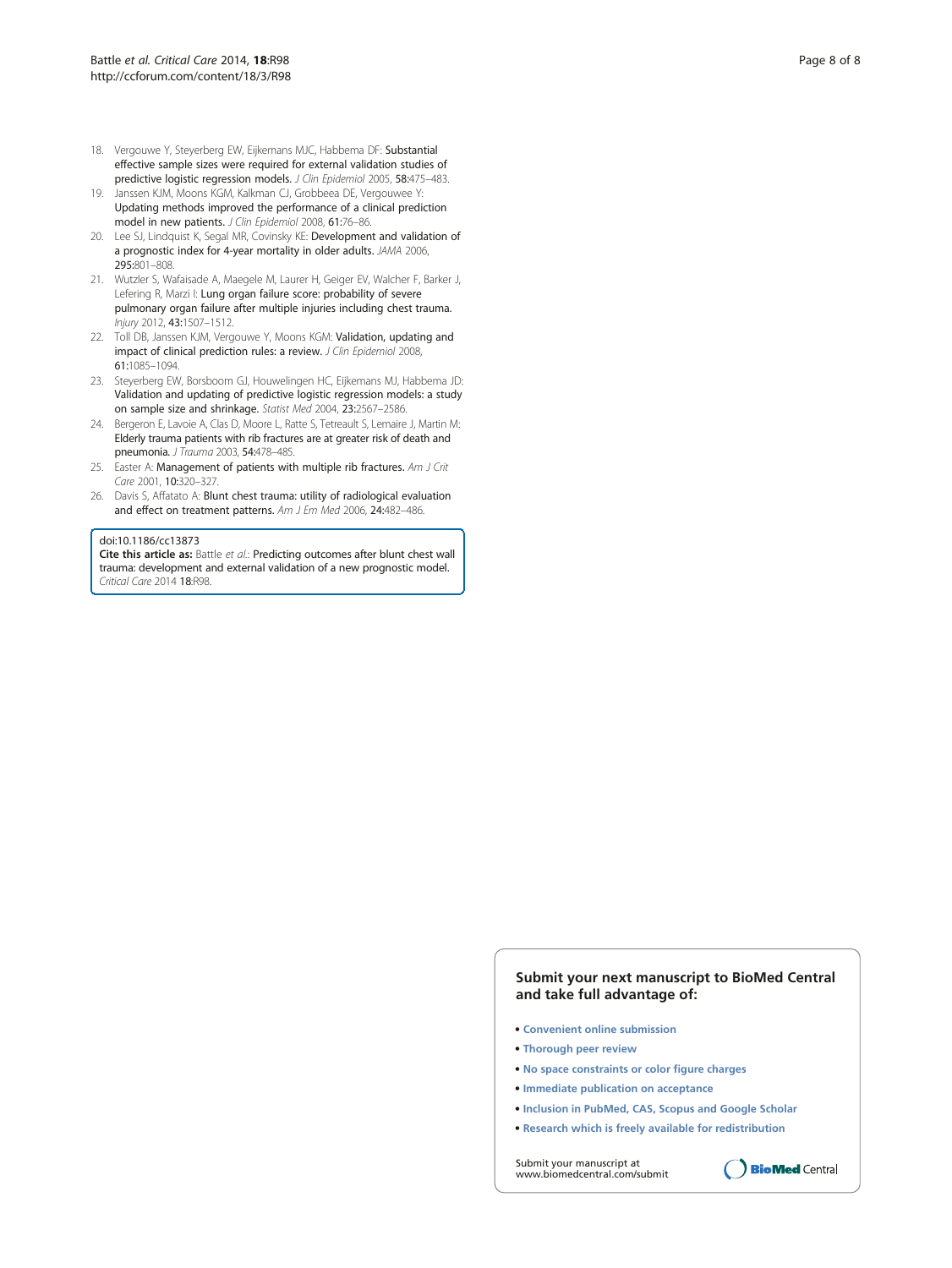18. Vergouwe Y, Steyerberg EW, Eijkemans MJC, Habbema DF: **Substantial effective sample sizes were required for external validation studies of predictive logistic regression models.** *J Clin Epidemiol* 2005, **58:**475–483.
19. Janssen KJM, Moons KGM, Kalkman CJ, Grobbeea DE, Vergouwee Y: **Updating methods improved the performance of a clinical prediction model in new patients.** *J Clin Epidemiol* 2008, **61:**76–86.
20. Lee SJ, Lindquist K, Segal MR, Covinsky KE: **Development and validation of a prognostic index for 4-year mortality in older adults.** *JAMA* 2006, **295:**801–808.
21. Wutzler S, Wafaisade A, Maegele M, Laurer H, Geiger EV, Walcher F, Barker J, Lefering R, Marzi I: **Lung organ failure score: probability of severe pulmonary organ failure after multiple injuries including chest trauma.** *Injury* 2012, **43:**1507–1512.
22. Toll DB, Janssen KJM, Vergouwe Y, Moons KGM: **Validation, updating and impact of clinical prediction rules: a review.** *J Clin Epidemiol* 2008, **61:**1085–1094.
23. Steyerberg EW, Borsboom GJ, Houwelingen HC, Eijkemans MJ, Habbema JD: **Validation and updating of predictive logistic regression models: a study on sample size and shrinkage.** *Statist Med* 2004, **23:**2567–2586.
24. Bergeron E, Lavoie A, Clas D, Moore L, Ratte S, Tetreault S, Lemaire J, Martin M: **Elderly trauma patients with rib fractures are at greater risk of death and pneumonia.** *J Trauma* 2003, **54:**478–485.
25. Easter A: **Management of patients with multiple rib fractures.** *Am J Crit Care* 2001, **10:**320–327.
26. Davis S, Affatato A: **Blunt chest trauma: utility of radiological evaluation and effect on treatment patterns.** *Am J Em Med* 2006, **24:**482–486.

doi:10.1186/cc13873

**Cite this article as:** Battle *et al.*: Predicting outcomes after blunt chest wall trauma: development and external validation of a new prognostic model. *Critical Care* 2014 **18**:R98.

**Submit your next manuscript to BioMed Central and take full advantage of:**

- **Convenient online submission**
- **Thorough peer review**
- **No space constraints or color figure charges**
- **Immediate publication on acceptance**
- **Inclusion in PubMed, CAS, Scopus and Google Scholar**
- **Research which is freely available for redistribution**

Submit your manuscript at
www.biomedcentral.com/submit

BioMed Central